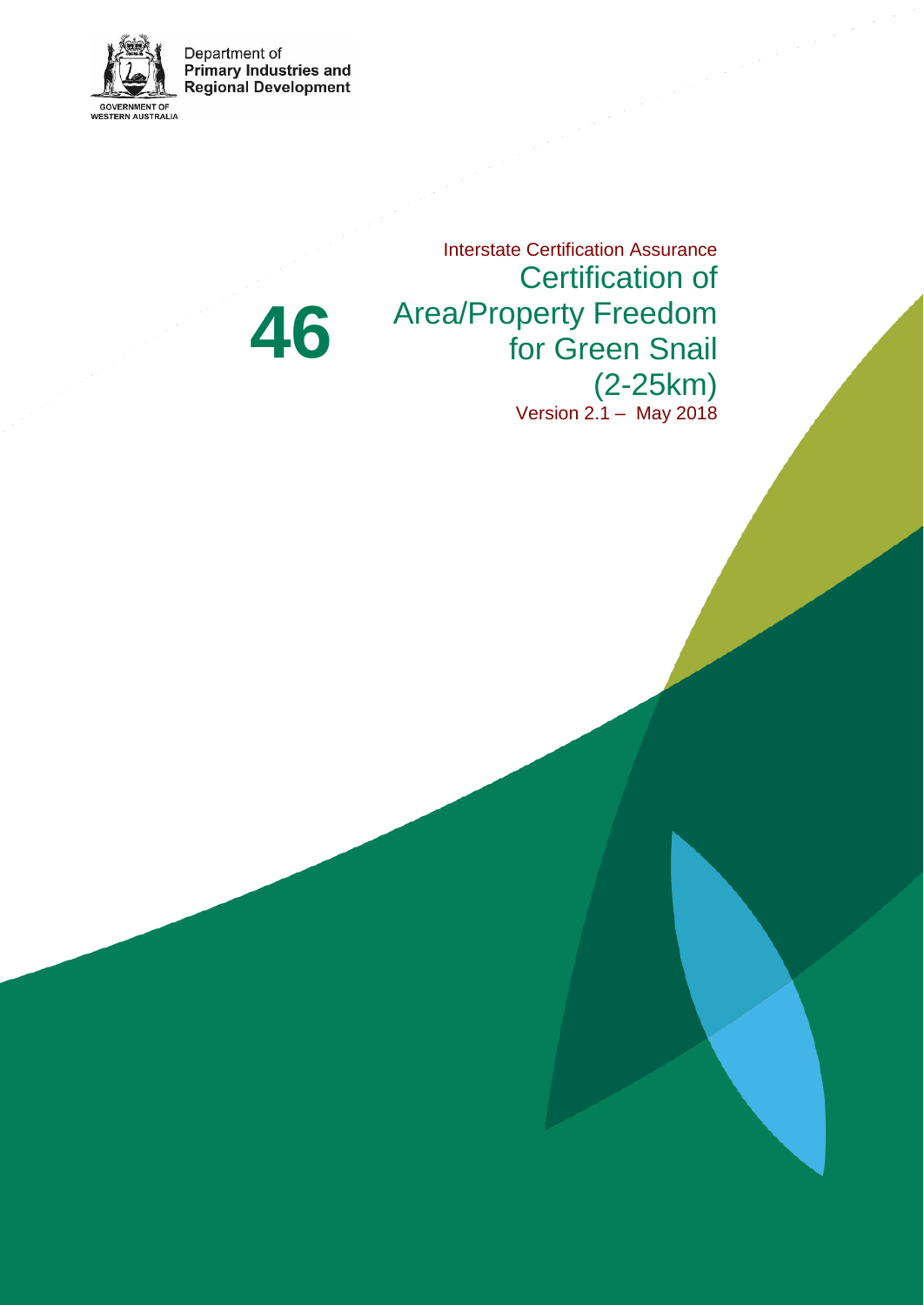Department of
**Primary Industries and Regional Development**

GOVERNMENT OF WESTERN AUSTRALIA

Interstate Certification Assurance

# 46

# Certification of Area/Property Freedom for Green Snail (2-25km)

Version 2.1 – May 2018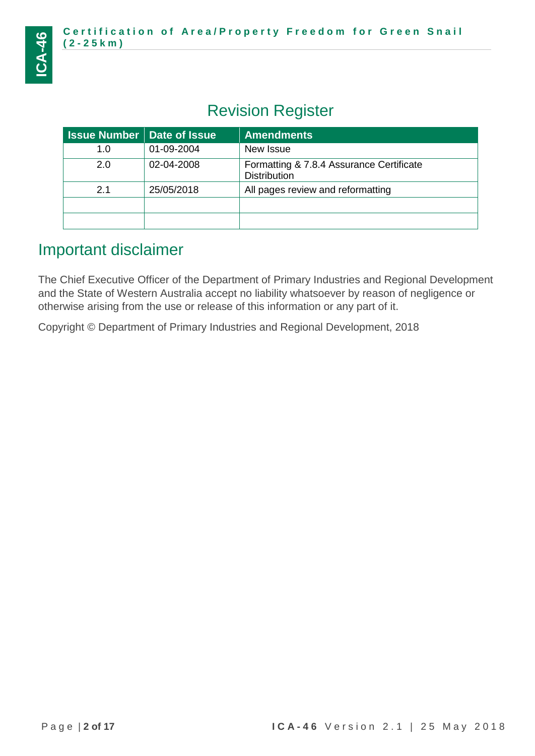## Revision Register

| Issue Number | Date of Issue | Amendments |
|---|---|---|
| 1.0 | 01-09-2004 | New Issue |
| 2.0 | 02-04-2008 | Formatting & 7.8.4 Assurance Certificate Distribution |
| 2.1 | 25/05/2018 | All pages review and reformatting |
| | | |
| | | |

## Important disclaimer

The Chief Executive Officer of the Department of Primary Industries and Regional Development and the State of Western Australia accept no liability whatsoever by reason of negligence or otherwise arising from the use or release of this information or any part of it.

Copyright © Department of Primary Industries and Regional Development, 2018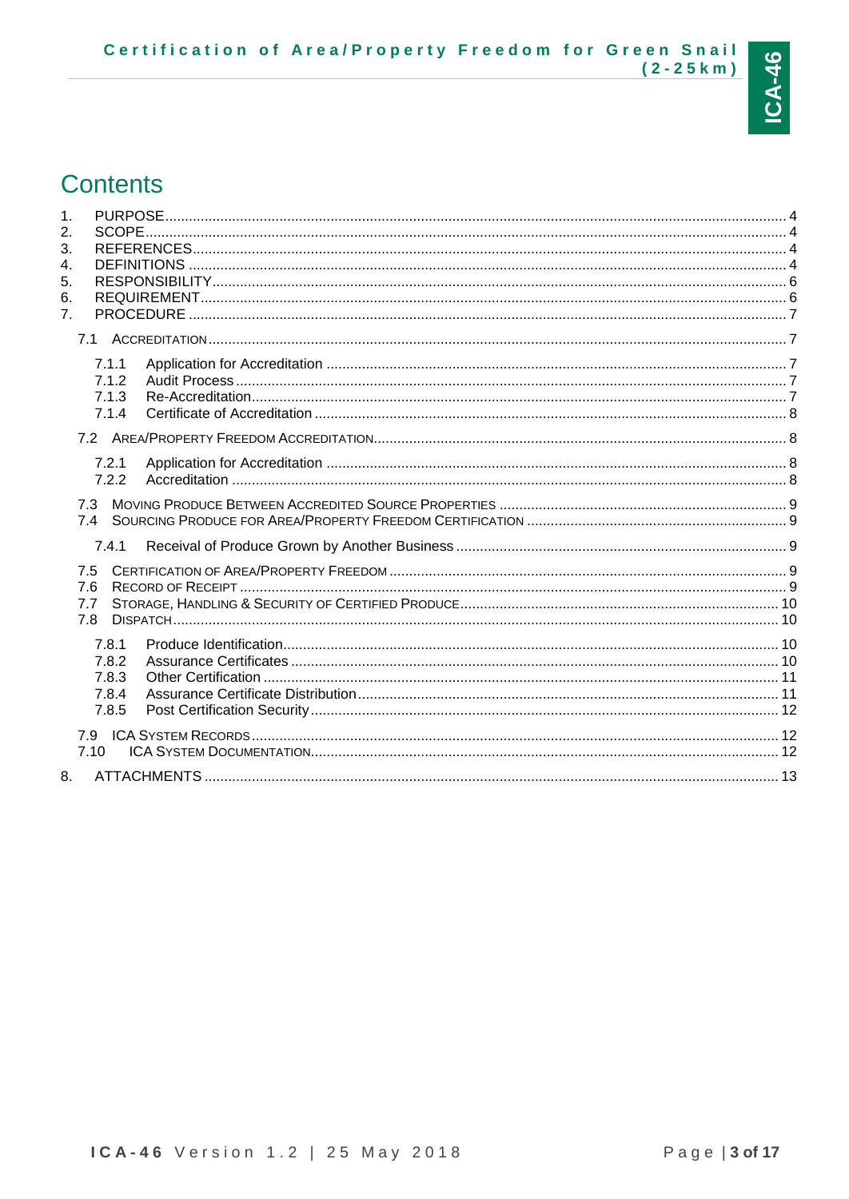# Contents

1. PURPOSE .... 4
2. SCOPE .... 4
3. REFERENCES .... 4
4. DEFINITIONS .... 4
5. RESPONSIBILITY .... 6
6. REQUIREMENT .... 6
7. PROCEDURE .... 7
   - 7.1 ACCREDITATION .... 7
     - 7.1.1 Application for Accreditation .... 7
     - 7.1.2 Audit Process .... 7
     - 7.1.3 Re-Accreditation .... 7
     - 7.1.4 Certificate of Accreditation .... 8
   - 7.2 AREA/PROPERTY FREEDOM ACCREDITATION .... 8
     - 7.2.1 Application for Accreditation .... 8
     - 7.2.2 Accreditation .... 8
   - 7.3 MOVING PRODUCE BETWEEN ACCREDITED SOURCE PROPERTIES .... 9
   - 7.4 SOURCING PRODUCE FOR AREA/PROPERTY FREEDOM CERTIFICATION .... 9
     - 7.4.1 Receival of Produce Grown by Another Business .... 9
   - 7.5 CERTIFICATION OF AREA/PROPERTY FREEDOM .... 9
   - 7.6 RECORD OF RECEIPT .... 9
   - 7.7 STORAGE, HANDLING & SECURITY OF CERTIFIED PRODUCE .... 10
   - 7.8 DISPATCH .... 10
     - 7.8.1 Produce Identification .... 10
     - 7.8.2 Assurance Certificates .... 10
     - 7.8.3 Other Certification .... 11
     - 7.8.4 Assurance Certificate Distribution .... 11
     - 7.8.5 Post Certification Security .... 12
   - 7.9 ICA SYSTEM RECORDS .... 12
   - 7.10 ICA SYSTEM DOCUMENTATION .... 12
8. ATTACHMENTS .... 13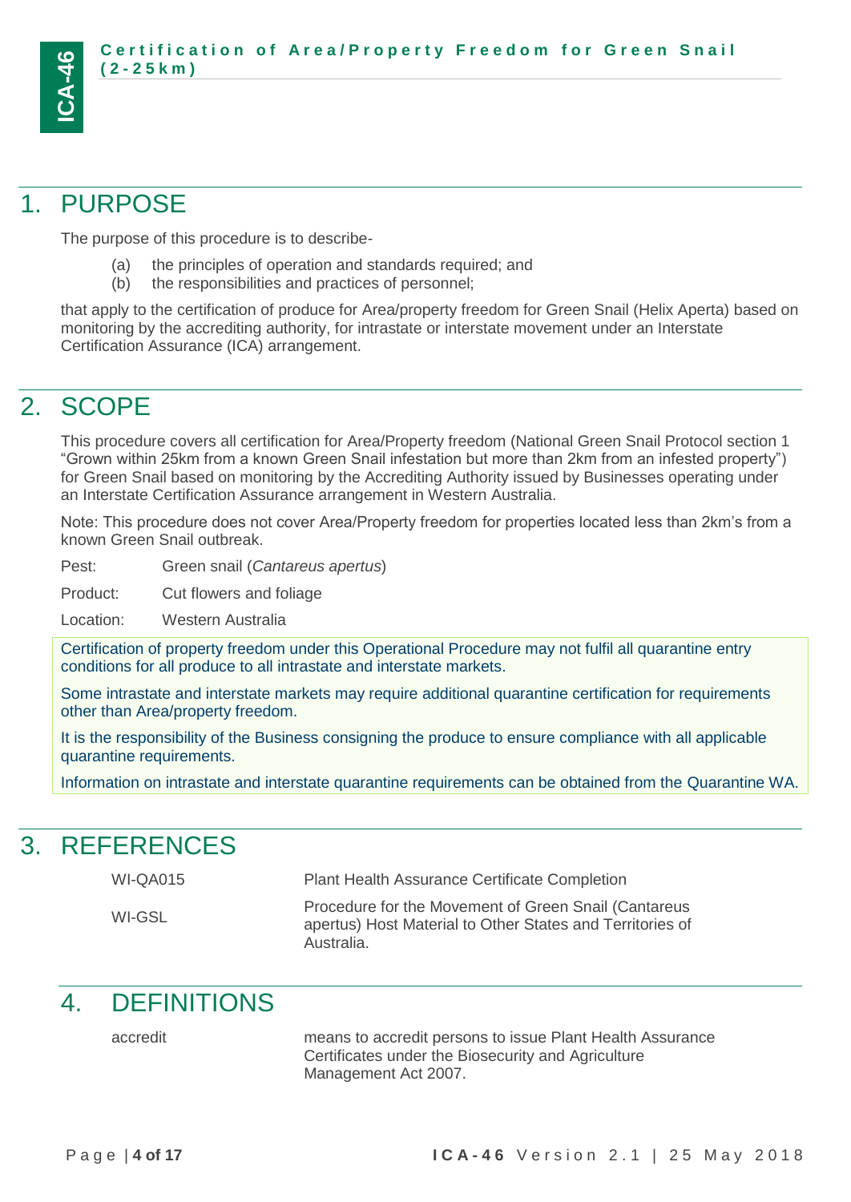# 1. PURPOSE

The purpose of this procedure is to describe-

(a) the principles of operation and standards required; and
(b) the responsibilities and practices of personnel;

that apply to the certification of produce for Area/property freedom for Green Snail (Helix Aperta) based on monitoring by the accrediting authority, for intrastate or interstate movement under an Interstate Certification Assurance (ICA) arrangement.

# 2. SCOPE

This procedure covers all certification for Area/Property freedom (National Green Snail Protocol section 1 "Grown within 25km from a known Green Snail infestation but more than 2km from an infested property") for Green Snail based on monitoring by the Accrediting Authority issued by Businesses operating under an Interstate Certification Assurance arrangement in Western Australia.

Note: This procedure does not cover Area/Property freedom for properties located less than 2km's from a known Green Snail outbreak.

Pest: Green snail (*Cantareus apertus*)

Product: Cut flowers and foliage

Location: Western Australia

Certification of property freedom under this Operational Procedure may not fulfil all quarantine entry conditions for all produce to all intrastate and interstate markets.

Some intrastate and interstate markets may require additional quarantine certification for requirements other than Area/property freedom.

It is the responsibility of the Business consigning the produce to ensure compliance with all applicable quarantine requirements.

Information on intrastate and interstate quarantine requirements can be obtained from the Quarantine WA.

# 3. REFERENCES

| | |
|---|---|
| WI-QA015 | Plant Health Assurance Certificate Completion |
| WI-GSL | Procedure for the Movement of Green Snail (Cantareus apertus) Host Material to Other States and Territories of Australia. |

# 4. DEFINITIONS

| | |
|---|---|
| accredit | means to accredit persons to issue Plant Health Assurance Certificates under the Biosecurity and Agriculture Management Act 2007. |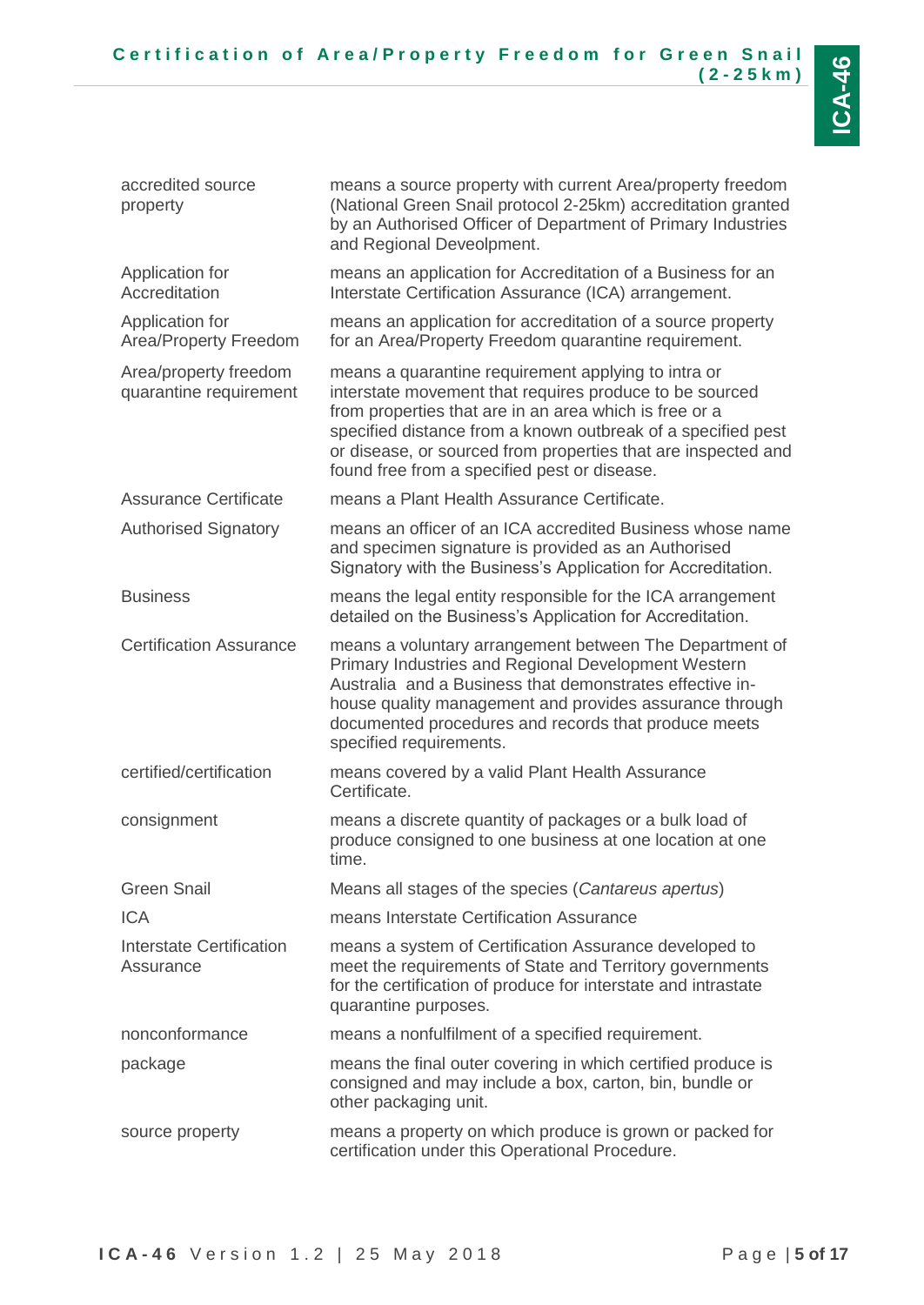| | |
|---|---|
| accredited source property | means a source property with current Area/property freedom (National Green Snail protocol 2-25km) accreditation granted by an Authorised Officer of Department of Primary Industries and Regional Deveolpment. |
| Application for Accreditation | means an application for Accreditation of a Business for an Interstate Certification Assurance (ICA) arrangement. |
| Application for Area/Property Freedom | means an application for accreditation of a source property for an Area/Property Freedom quarantine requirement. |
| Area/property freedom quarantine requirement | means a quarantine requirement applying to intra or interstate movement that requires produce to be sourced from properties that are in an area which is free or a specified distance from a known outbreak of a specified pest or disease, or sourced from properties that are inspected and found free from a specified pest or disease. |
| Assurance Certificate | means a Plant Health Assurance Certificate. |
| Authorised Signatory | means an officer of an ICA accredited Business whose name and specimen signature is provided as an Authorised Signatory with the Business's Application for Accreditation. |
| Business | means the legal entity responsible for the ICA arrangement detailed on the Business's Application for Accreditation. |
| Certification Assurance | means a voluntary arrangement between The Department of Primary Industries and Regional Development Western Australia and a Business that demonstrates effective in-house quality management and provides assurance through documented procedures and records that produce meets specified requirements. |
| certified/certification | means covered by a valid Plant Health Assurance Certificate. |
| consignment | means a discrete quantity of packages or a bulk load of produce consigned to one business at one location at one time. |
| Green Snail | Means all stages of the species (*Cantareus apertus*) |
| ICA | means Interstate Certification Assurance |
| Interstate Certification Assurance | means a system of Certification Assurance developed to meet the requirements of State and Territory governments for the certification of produce for interstate and intrastate quarantine purposes. |
| nonconformance | means a nonfulfilment of a specified requirement. |
| package | means the final outer covering in which certified produce is consigned and may include a box, carton, bin, bundle or other packaging unit. |
| source property | means a property on which produce is grown or packed for certification under this Operational Procedure. |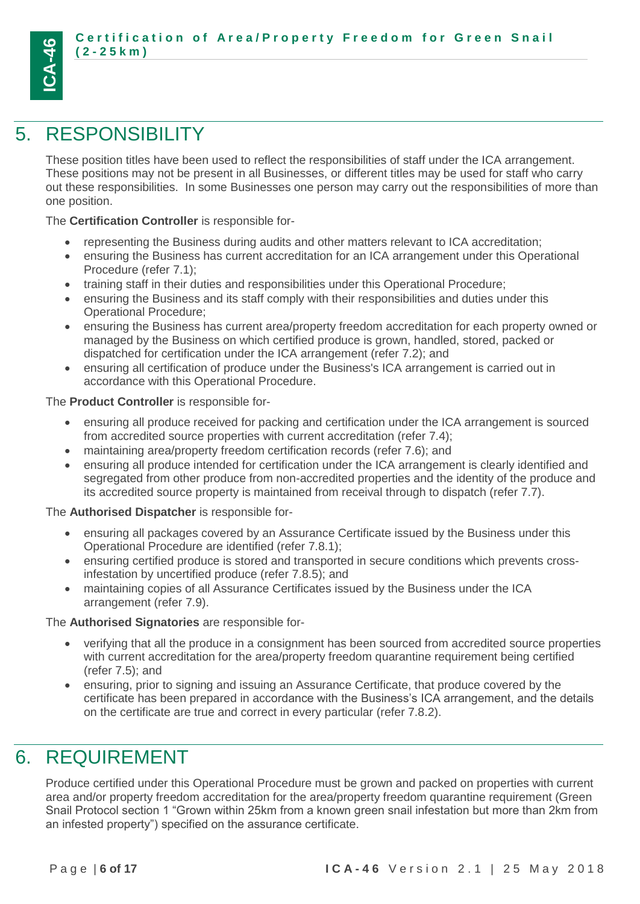# 5. RESPONSIBILITY

These position titles have been used to reflect the responsibilities of staff under the ICA arrangement. These positions may not be present in all Businesses, or different titles may be used for staff who carry out these responsibilities. In some Businesses one person may carry out the responsibilities of more than one position.

The **Certification Controller** is responsible for-

- representing the Business during audits and other matters relevant to ICA accreditation;
- ensuring the Business has current accreditation for an ICA arrangement under this Operational Procedure (refer 7.1);
- training staff in their duties and responsibilities under this Operational Procedure;
- ensuring the Business and its staff comply with their responsibilities and duties under this Operational Procedure;
- ensuring the Business has current area/property freedom accreditation for each property owned or managed by the Business on which certified produce is grown, handled, stored, packed or dispatched for certification under the ICA arrangement (refer 7.2); and
- ensuring all certification of produce under the Business's ICA arrangement is carried out in accordance with this Operational Procedure.

The **Product Controller** is responsible for-

- ensuring all produce received for packing and certification under the ICA arrangement is sourced from accredited source properties with current accreditation (refer 7.4);
- maintaining area/property freedom certification records (refer 7.6); and
- ensuring all produce intended for certification under the ICA arrangement is clearly identified and segregated from other produce from non-accredited properties and the identity of the produce and its accredited source property is maintained from receival through to dispatch (refer 7.7).

The **Authorised Dispatcher** is responsible for-

- ensuring all packages covered by an Assurance Certificate issued by the Business under this Operational Procedure are identified (refer 7.8.1);
- ensuring certified produce is stored and transported in secure conditions which prevents cross-infestation by uncertified produce (refer 7.8.5); and
- maintaining copies of all Assurance Certificates issued by the Business under the ICA arrangement (refer 7.9).

The **Authorised Signatories** are responsible for-

- verifying that all the produce in a consignment has been sourced from accredited source properties with current accreditation for the area/property freedom quarantine requirement being certified (refer 7.5); and
- ensuring, prior to signing and issuing an Assurance Certificate, that produce covered by the certificate has been prepared in accordance with the Business's ICA arrangement, and the details on the certificate are true and correct in every particular (refer 7.8.2).

# 6. REQUIREMENT

Produce certified under this Operational Procedure must be grown and packed on properties with current area and/or property freedom accreditation for the area/property freedom quarantine requirement (Green Snail Protocol section 1 "Grown within 25km from a known green snail infestation but more than 2km from an infested property") specified on the assurance certificate.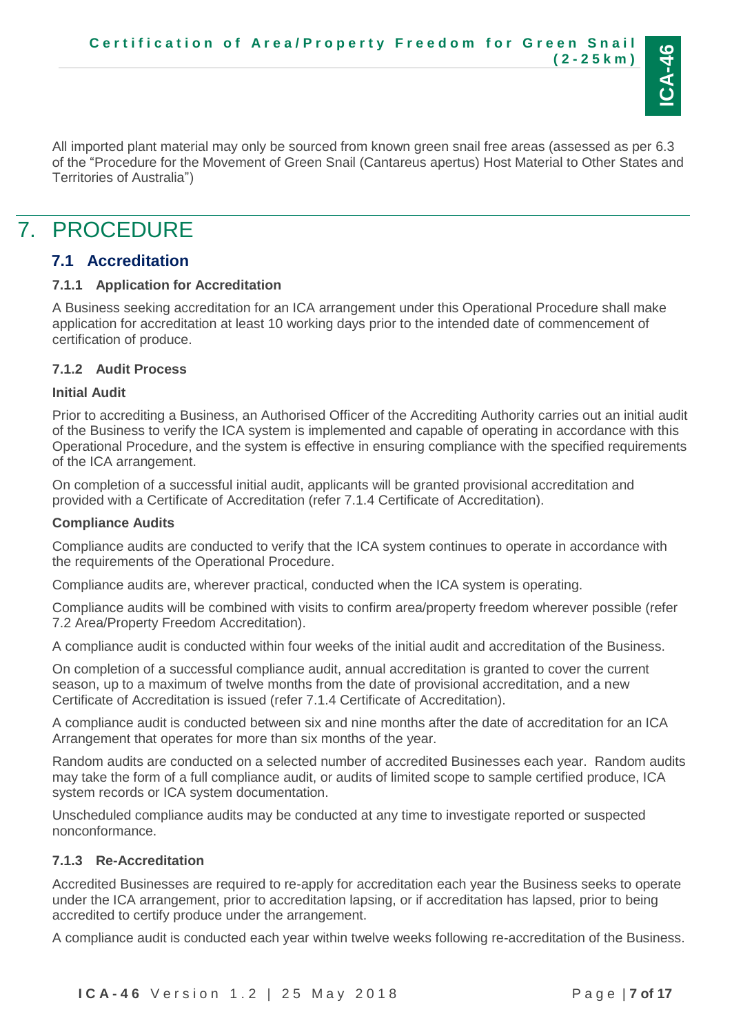All imported plant material may only be sourced from known green snail free areas (assessed as per 6.3 of the "Procedure for the Movement of Green Snail (Cantareus apertus) Host Material to Other States and Territories of Australia")

# 7. PROCEDURE

## 7.1 Accreditation

### 7.1.1 Application for Accreditation

A Business seeking accreditation for an ICA arrangement under this Operational Procedure shall make application for accreditation at least 10 working days prior to the intended date of commencement of certification of produce.

### 7.1.2 Audit Process

**Initial Audit**

Prior to accrediting a Business, an Authorised Officer of the Accrediting Authority carries out an initial audit of the Business to verify the ICA system is implemented and capable of operating in accordance with this Operational Procedure, and the system is effective in ensuring compliance with the specified requirements of the ICA arrangement.

On completion of a successful initial audit, applicants will be granted provisional accreditation and provided with a Certificate of Accreditation (refer 7.1.4 Certificate of Accreditation).

**Compliance Audits**

Compliance audits are conducted to verify that the ICA system continues to operate in accordance with the requirements of the Operational Procedure.

Compliance audits are, wherever practical, conducted when the ICA system is operating.

Compliance audits will be combined with visits to confirm area/property freedom wherever possible (refer 7.2 Area/Property Freedom Accreditation).

A compliance audit is conducted within four weeks of the initial audit and accreditation of the Business.

On completion of a successful compliance audit, annual accreditation is granted to cover the current season, up to a maximum of twelve months from the date of provisional accreditation, and a new Certificate of Accreditation is issued (refer 7.1.4 Certificate of Accreditation).

A compliance audit is conducted between six and nine months after the date of accreditation for an ICA Arrangement that operates for more than six months of the year.

Random audits are conducted on a selected number of accredited Businesses each year. Random audits may take the form of a full compliance audit, or audits of limited scope to sample certified produce, ICA system records or ICA system documentation.

Unscheduled compliance audits may be conducted at any time to investigate reported or suspected nonconformance.

### 7.1.3 Re-Accreditation

Accredited Businesses are required to re-apply for accreditation each year the Business seeks to operate under the ICA arrangement, prior to accreditation lapsing, or if accreditation has lapsed, prior to being accredited to certify produce under the arrangement.

A compliance audit is conducted each year within twelve weeks following re-accreditation of the Business.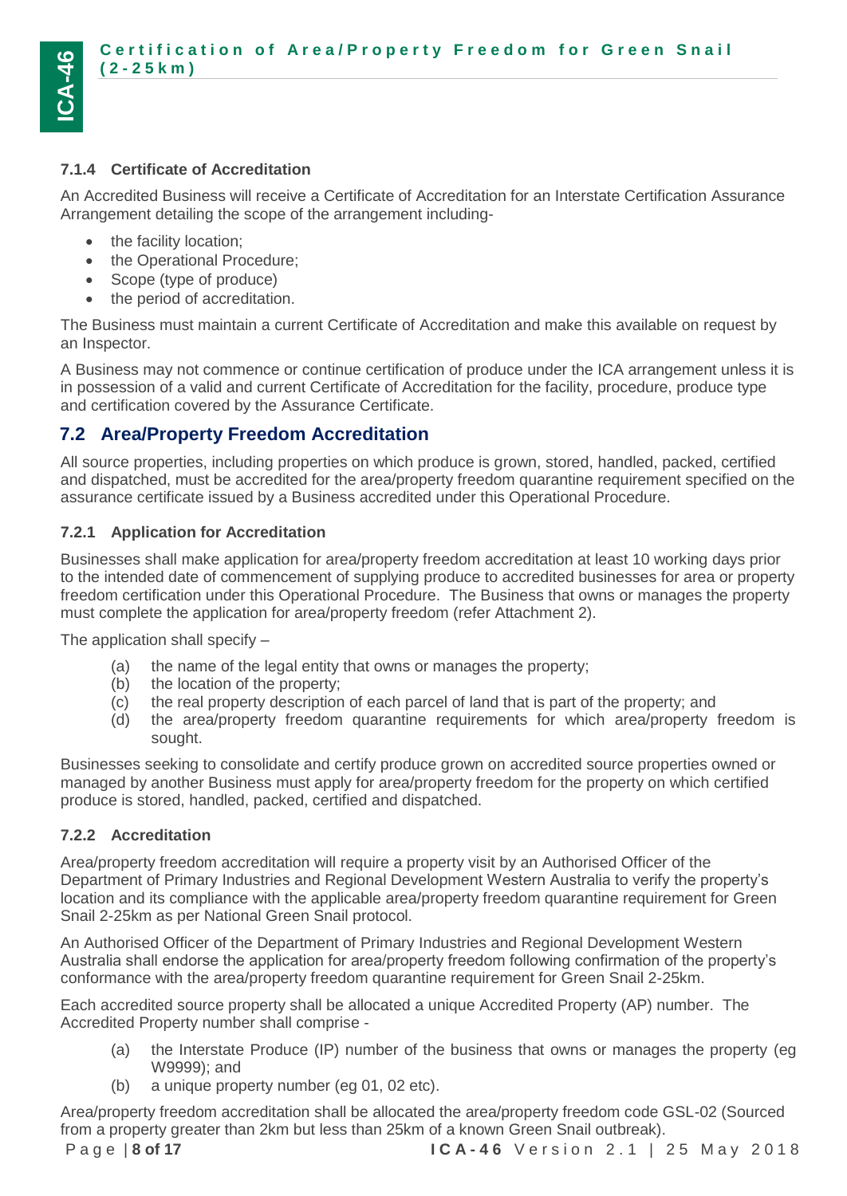### 7.1.4 Certificate of Accreditation

An Accredited Business will receive a Certificate of Accreditation for an Interstate Certification Assurance Arrangement detailing the scope of the arrangement including-

- the facility location;
- the Operational Procedure;
- Scope (type of produce)
- the period of accreditation.

The Business must maintain a current Certificate of Accreditation and make this available on request by an Inspector.

A Business may not commence or continue certification of produce under the ICA arrangement unless it is in possession of a valid and current Certificate of Accreditation for the facility, procedure, produce type and certification covered by the Assurance Certificate.

## 7.2 Area/Property Freedom Accreditation

All source properties, including properties on which produce is grown, stored, handled, packed, certified and dispatched, must be accredited for the area/property freedom quarantine requirement specified on the assurance certificate issued by a Business accredited under this Operational Procedure.

### 7.2.1 Application for Accreditation

Businesses shall make application for area/property freedom accreditation at least 10 working days prior to the intended date of commencement of supplying produce to accredited businesses for area or property freedom certification under this Operational Procedure. The Business that owns or manages the property must complete the application for area/property freedom (refer Attachment 2).

The application shall specify –

(a) the name of the legal entity that owns or manages the property;
(b) the location of the property;
(c) the real property description of each parcel of land that is part of the property; and
(d) the area/property freedom quarantine requirements for which area/property freedom is sought.

Businesses seeking to consolidate and certify produce grown on accredited source properties owned or managed by another Business must apply for area/property freedom for the property on which certified produce is stored, handled, packed, certified and dispatched.

### 7.2.2 Accreditation

Area/property freedom accreditation will require a property visit by an Authorised Officer of the Department of Primary Industries and Regional Development Western Australia to verify the property's location and its compliance with the applicable area/property freedom quarantine requirement for Green Snail 2-25km as per National Green Snail protocol.

An Authorised Officer of the Department of Primary Industries and Regional Development Western Australia shall endorse the application for area/property freedom following confirmation of the property's conformance with the area/property freedom quarantine requirement for Green Snail 2-25km.

Each accredited source property shall be allocated a unique Accredited Property (AP) number. The Accredited Property number shall comprise -

(a) the Interstate Produce (IP) number of the business that owns or manages the property (eg W9999); and
(b) a unique property number (eg 01, 02 etc).

Area/property freedom accreditation shall be allocated the area/property freedom code GSL-02 (Sourced from a property greater than 2km but less than 25km of a known Green Snail outbreak).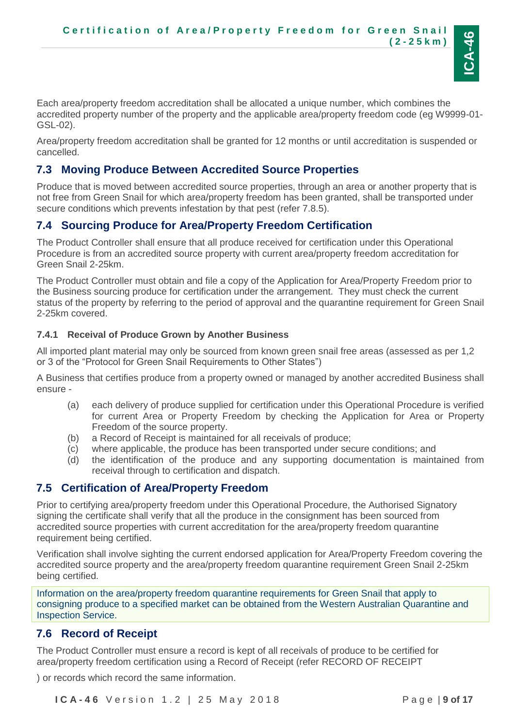Each area/property freedom accreditation shall be allocated a unique number, which combines the accredited property number of the property and the applicable area/property freedom code (eg W9999-01-GSL-02).

Area/property freedom accreditation shall be granted for 12 months or until accreditation is suspended or cancelled.

## 7.3 Moving Produce Between Accredited Source Properties

Produce that is moved between accredited source properties, through an area or another property that is not free from Green Snail for which area/property freedom has been granted, shall be transported under secure conditions which prevents infestation by that pest (refer 7.8.5).

## 7.4 Sourcing Produce for Area/Property Freedom Certification

The Product Controller shall ensure that all produce received for certification under this Operational Procedure is from an accredited source property with current area/property freedom accreditation for Green Snail 2-25km.

The Product Controller must obtain and file a copy of the Application for Area/Property Freedom prior to the Business sourcing produce for certification under the arrangement. They must check the current status of the property by referring to the period of approval and the quarantine requirement for Green Snail 2-25km covered.

### 7.4.1 Receival of Produce Grown by Another Business

All imported plant material may only be sourced from known green snail free areas (assessed as per 1,2 or 3 of the "Protocol for Green Snail Requirements to Other States")

A Business that certifies produce from a property owned or managed by another accredited Business shall ensure -

(a) each delivery of produce supplied for certification under this Operational Procedure is verified for current Area or Property Freedom by checking the Application for Area or Property Freedom of the source property.
(b) a Record of Receipt is maintained for all receivals of produce;
(c) where applicable, the produce has been transported under secure conditions; and
(d) the identification of the produce and any supporting documentation is maintained from receival through to certification and dispatch.

## 7.5 Certification of Area/Property Freedom

Prior to certifying area/property freedom under this Operational Procedure, the Authorised Signatory signing the certificate shall verify that all the produce in the consignment has been sourced from accredited source properties with current accreditation for the area/property freedom quarantine requirement being certified.

Verification shall involve sighting the current endorsed application for Area/Property Freedom covering the accredited source property and the area/property freedom quarantine requirement Green Snail 2-25km being certified.

Information on the area/property freedom quarantine requirements for Green Snail that apply to consigning produce to a specified market can be obtained from the Western Australian Quarantine and Inspection Service.

## 7.6 Record of Receipt

The Product Controller must ensure a record is kept of all receivals of produce to be certified for area/property freedom certification using a Record of Receipt (refer RECORD OF RECEIPT

) or records which record the same information.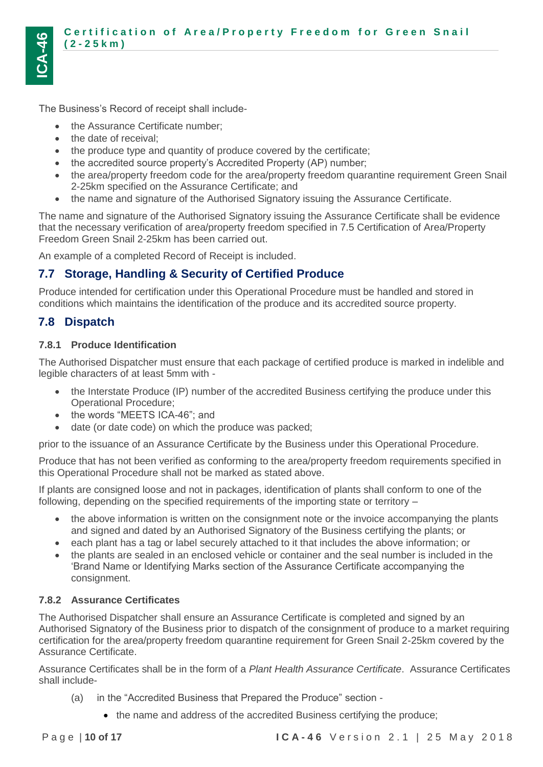The Business's Record of receipt shall include-

- the Assurance Certificate number;
- the date of receival;
- the produce type and quantity of produce covered by the certificate;
- the accredited source property's Accredited Property (AP) number;
- the area/property freedom code for the area/property freedom quarantine requirement Green Snail 2-25km specified on the Assurance Certificate; and
- the name and signature of the Authorised Signatory issuing the Assurance Certificate.

The name and signature of the Authorised Signatory issuing the Assurance Certificate shall be evidence that the necessary verification of area/property freedom specified in 7.5 Certification of Area/Property Freedom Green Snail 2-25km has been carried out.

An example of a completed Record of Receipt is included.

## 7.7 Storage, Handling & Security of Certified Produce

Produce intended for certification under this Operational Procedure must be handled and stored in conditions which maintains the identification of the produce and its accredited source property.

## 7.8 Dispatch

### 7.8.1 Produce Identification

The Authorised Dispatcher must ensure that each package of certified produce is marked in indelible and legible characters of at least 5mm with -

- the Interstate Produce (IP) number of the accredited Business certifying the produce under this Operational Procedure;
- the words "MEETS ICA-46"; and
- date (or date code) on which the produce was packed;

prior to the issuance of an Assurance Certificate by the Business under this Operational Procedure.

Produce that has not been verified as conforming to the area/property freedom requirements specified in this Operational Procedure shall not be marked as stated above.

If plants are consigned loose and not in packages, identification of plants shall conform to one of the following, depending on the specified requirements of the importing state or territory –

- the above information is written on the consignment note or the invoice accompanying the plants and signed and dated by an Authorised Signatory of the Business certifying the plants; or
- each plant has a tag or label securely attached to it that includes the above information; or
- the plants are sealed in an enclosed vehicle or container and the seal number is included in the 'Brand Name or Identifying Marks section of the Assurance Certificate accompanying the consignment.

### 7.8.2 Assurance Certificates

The Authorised Dispatcher shall ensure an Assurance Certificate is completed and signed by an Authorised Signatory of the Business prior to dispatch of the consignment of produce to a market requiring certification for the area/property freedom quarantine requirement for Green Snail 2-25km covered by the Assurance Certificate.

Assurance Certificates shall be in the form of a *Plant Health Assurance Certificate*. Assurance Certificates shall include-

(a) in the "Accredited Business that Prepared the Produce" section -

- the name and address of the accredited Business certifying the produce;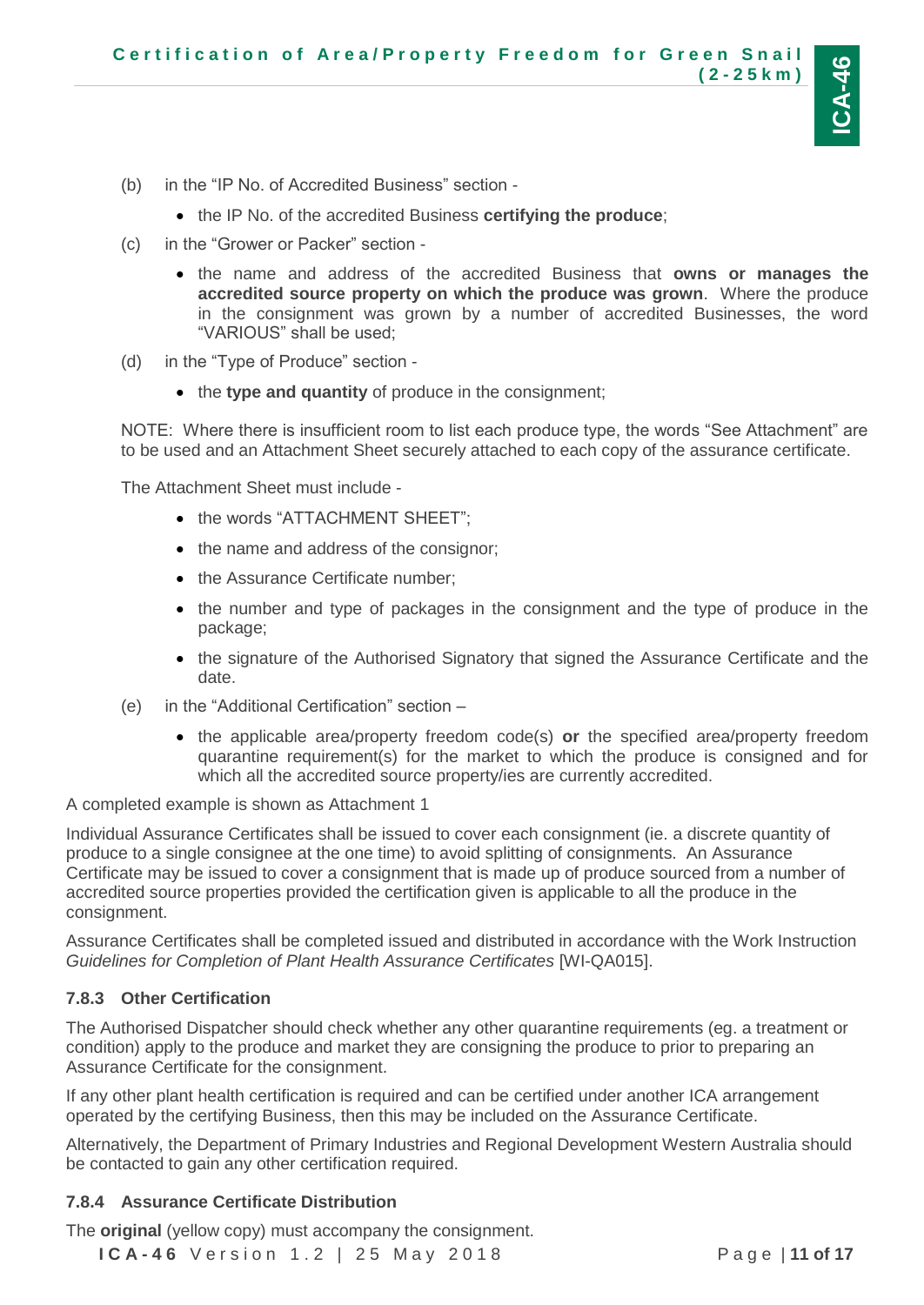(b) in the "IP No. of Accredited Business" section -

- the IP No. of the accredited Business **certifying the produce**;

(c) in the "Grower or Packer" section -

- the name and address of the accredited Business that **owns or manages the accredited source property on which the produce was grown**. Where the produce in the consignment was grown by a number of accredited Businesses, the word "VARIOUS" shall be used;

(d) in the "Type of Produce" section -

- the **type and quantity** of produce in the consignment;

NOTE: Where there is insufficient room to list each produce type, the words "See Attachment" are to be used and an Attachment Sheet securely attached to each copy of the assurance certificate.

The Attachment Sheet must include -

- the words "ATTACHMENT SHEET";
- the name and address of the consignor;
- the Assurance Certificate number;
- the number and type of packages in the consignment and the type of produce in the package;
- the signature of the Authorised Signatory that signed the Assurance Certificate and the date.

(e) in the "Additional Certification" section –

- the applicable area/property freedom code(s) **or** the specified area/property freedom quarantine requirement(s) for the market to which the produce is consigned and for which all the accredited source property/ies are currently accredited.

A completed example is shown as Attachment 1

Individual Assurance Certificates shall be issued to cover each consignment (ie. a discrete quantity of produce to a single consignee at the one time) to avoid splitting of consignments. An Assurance Certificate may be issued to cover a consignment that is made up of produce sourced from a number of accredited source properties provided the certification given is applicable to all the produce in the consignment.

Assurance Certificates shall be completed issued and distributed in accordance with the Work Instruction *Guidelines for Completion of Plant Health Assurance Certificates* [WI-QA015].

### 7.8.3 Other Certification

The Authorised Dispatcher should check whether any other quarantine requirements (eg. a treatment or condition) apply to the produce and market they are consigning the produce to prior to preparing an Assurance Certificate for the consignment.

If any other plant health certification is required and can be certified under another ICA arrangement operated by the certifying Business, then this may be included on the Assurance Certificate.

Alternatively, the Department of Primary Industries and Regional Development Western Australia should be contacted to gain any other certification required.

### 7.8.4 Assurance Certificate Distribution

The **original** (yellow copy) must accompany the consignment.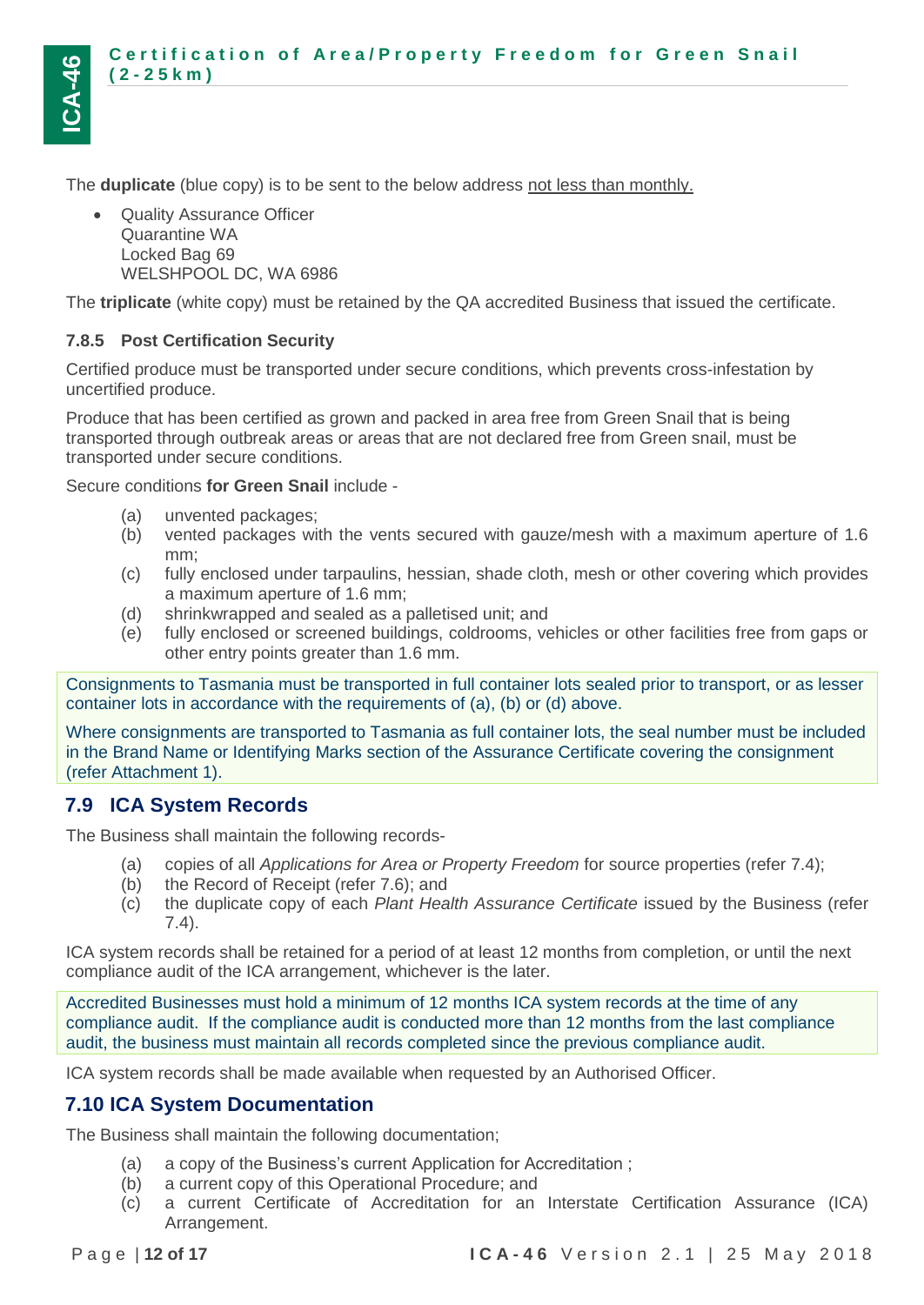The **duplicate** (blue copy) is to be sent to the below address <u>not less than monthly.</u>

- Quality Assurance Officer
  Quarantine WA
  Locked Bag 69
  WELSHPOOL DC, WA 6986

The **triplicate** (white copy) must be retained by the QA accredited Business that issued the certificate.

### 7.8.5 Post Certification Security

Certified produce must be transported under secure conditions, which prevents cross-infestation by uncertified produce.

Produce that has been certified as grown and packed in area free from Green Snail that is being transported through outbreak areas or areas that are not declared free from Green snail, must be transported under secure conditions.

Secure conditions **for Green Snail** include -

(a) unvented packages;
(b) vented packages with the vents secured with gauze/mesh with a maximum aperture of 1.6 mm;
(c) fully enclosed under tarpaulins, hessian, shade cloth, mesh or other covering which provides a maximum aperture of 1.6 mm;
(d) shrinkwrapped and sealed as a palletised unit; and
(e) fully enclosed or screened buildings, coldrooms, vehicles or other facilities free from gaps or other entry points greater than 1.6 mm.

Consignments to Tasmania must be transported in full container lots sealed prior to transport, or as lesser container lots in accordance with the requirements of (a), (b) or (d) above.

Where consignments are transported to Tasmania as full container lots, the seal number must be included in the Brand Name or Identifying Marks section of the Assurance Certificate covering the consignment (refer Attachment 1).

## 7.9 ICA System Records

The Business shall maintain the following records-

(a) copies of all *Applications for Area or Property Freedom* for source properties (refer 7.4);
(b) the Record of Receipt (refer 7.6); and
(c) the duplicate copy of each *Plant Health Assurance Certificate* issued by the Business (refer 7.4).

ICA system records shall be retained for a period of at least 12 months from completion, or until the next compliance audit of the ICA arrangement, whichever is the later.

Accredited Businesses must hold a minimum of 12 months ICA system records at the time of any compliance audit. If the compliance audit is conducted more than 12 months from the last compliance audit, the business must maintain all records completed since the previous compliance audit.

ICA system records shall be made available when requested by an Authorised Officer.

## 7.10 ICA System Documentation

The Business shall maintain the following documentation;

(a) a copy of the Business's current Application for Accreditation ;
(b) a current copy of this Operational Procedure; and
(c) a current Certificate of Accreditation for an Interstate Certification Assurance (ICA) Arrangement.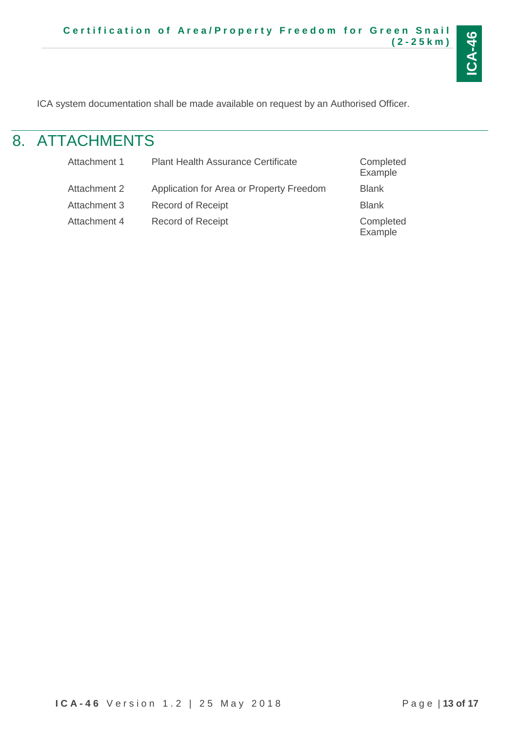ICA system documentation shall be made available on request by an Authorised Officer.

# 8. ATTACHMENTS

| | | |
|---|---|---|
| Attachment 1 | Plant Health Assurance Certificate | Completed Example |
| Attachment 2 | Application for Area or Property Freedom | Blank |
| Attachment 3 | Record of Receipt | Blank |
| Attachment 4 | Record of Receipt | Completed Example |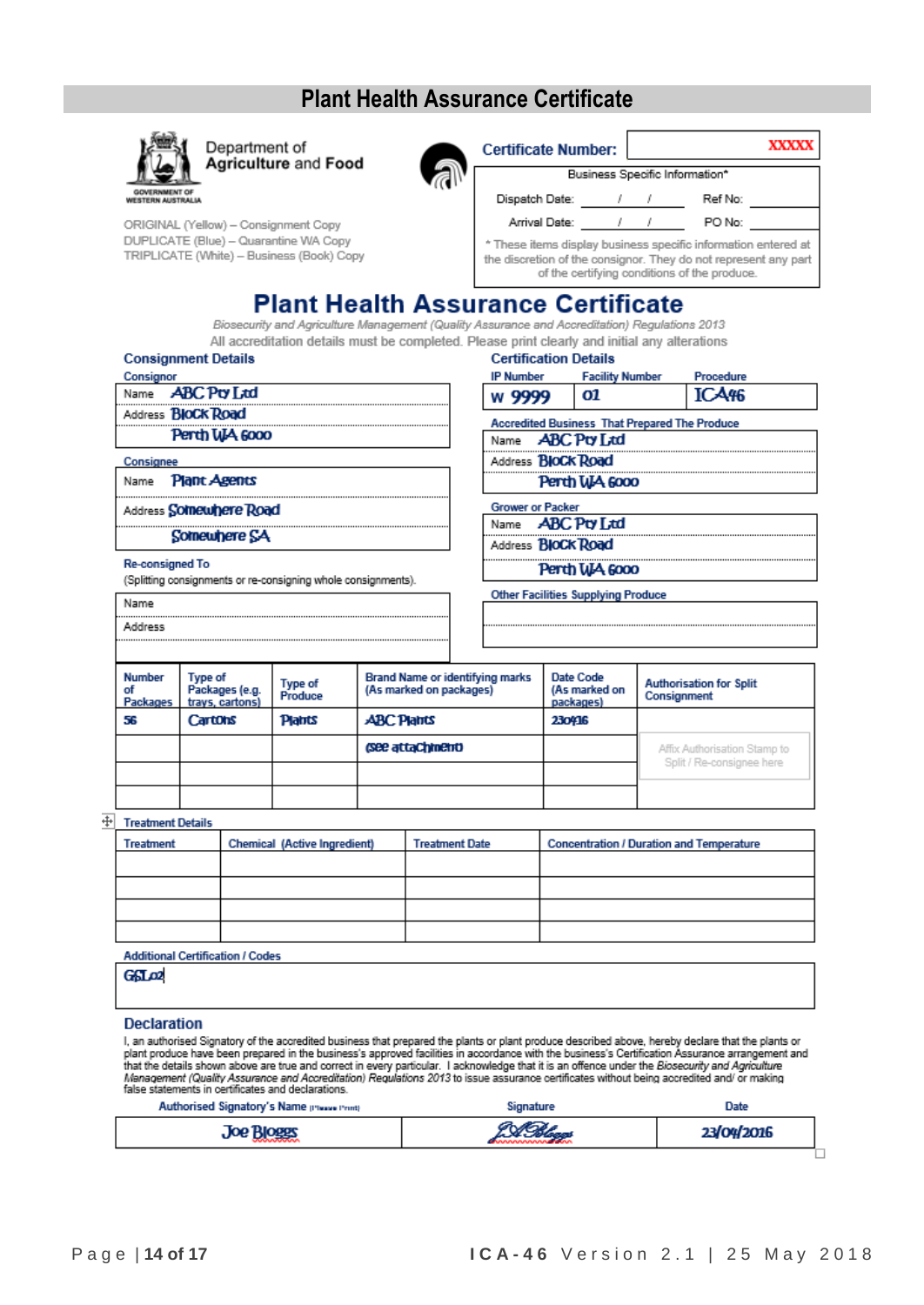# Plant Health Assurance Certificate

Department of Agriculture and Food

GOVERNMENT OF WESTERN AUSTRALIA

ORIGINAL (Yellow) – Consignment Copy
DUPLICATE (Blue) – Quarantine WA Copy
TRIPLICATE (White) – Business (Book) Copy

**Certificate Number:** XXXXX

Business Specific Information*

Dispatch Date: / / Ref No:

Arrival Date: / / PO No:

* These items display business specific information entered at the discretion of the consignor. They do not represent any part of the certifying conditions of the produce.

## Plant Health Assurance Certificate

*Biosecurity and Agriculture Management (Quality Assurance and Accreditation) Regulations 2013*

All accreditation details must be completed. Please print clearly and initial any alterations

### Consignment Details

**Consignor**

Name: ABC Pty Ltd
Address: Block Road
Perth WA 6000

**Consignee**

Name: Plant Agents
Address: Somewhere Road
Somewhere SA

**Re-consigned To**
(Splitting consignments or re-consigning whole consignments).

Name:
Address:

### Certification Details

| IP Number | Facility Number | Procedure |
|---|---|---|
| W 9999 | 01 | ICA46 |

**Accredited Business That Prepared The Produce**

Name: ABC Pty Ltd
Address: Block Road
Perth WA 6000

**Grower or Packer**

Name: ABC Pty Ltd
Address: Block Road
Perth WA 6000

**Other Facilities Supplying Produce**

| Number of Packages | Type of Packages (e.g. trays, cartons) | Type of Produce | Brand Name or identifying marks (As marked on packages) | Date Code (As marked on packages) | Authorisation for Split Consignment |
|---|---|---|---|---|---|
| 56 | Cartons | Plants | ABC Plants | 230416 | Affix Authorisation Stamp to Split / Re-consignee here |
| | | | (see attachment) | | |
| | | | | | |
| | | | | | |

### Treatment Details

| Treatment | Chemical (Active Ingredient) | Treatment Date | Concentration / Duration and Temperature |
|---|---|---|---|
| | | | |
| | | | |
| | | | |
| | | | |

**Additional Certification / Codes**

G6L02

### Declaration

I, an authorised Signatory of the accredited business that prepared the plants or plant produce described above, hereby declare that the plants or plant produce have been prepared in the business's approved facilities in accordance with the business's Certification Assurance arrangement and that the details shown above are true and correct in every particular. I acknowledge that it is an offence under the *Biosecurity and Agriculture Management (Quality Assurance and Accreditation) Regulations 2013* to issue assurance certificates without being accredited and/ or making false statements in certificates and declarations.

| Authorised Signatory's Name (Please Print) | Signature | Date |
|---|---|---|
| Joe Bloggs | JBloggs | 23/04/2016 |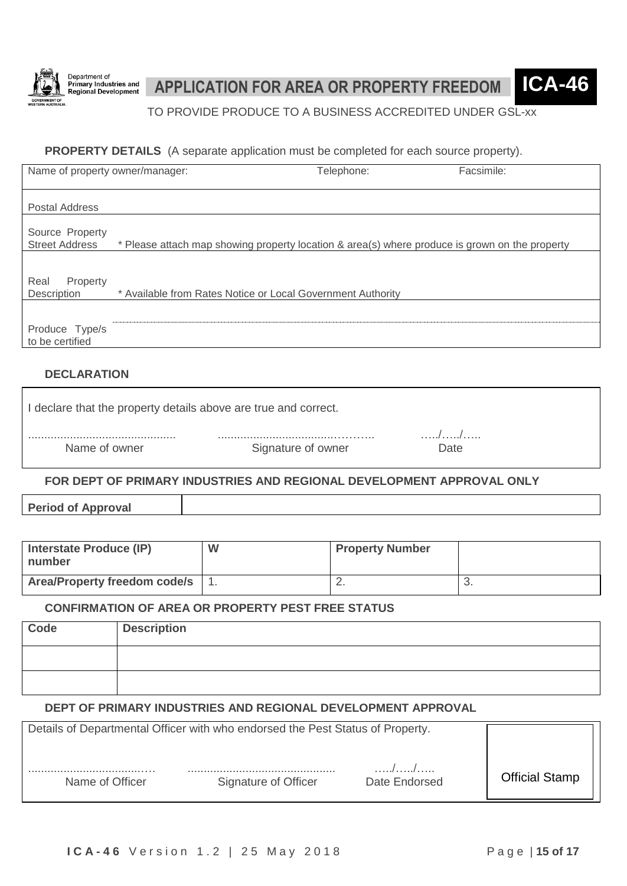Department of Primary Industries and Regional Development

GOVERNMENT OF WESTERN AUSTRALIA

# APPLICATION FOR AREA OR PROPERTY FREEDOM **ICA-46**

TO PROVIDE PRODUCE TO A BUSINESS ACCREDITED UNDER GSL-xx

**PROPERTY DETAILS** (A separate application must be completed for each source property).

| Name of property owner/manager: | Telephone: | Facsimile: |
|---|---|---|
| Postal Address | | |
| Source Property Street Address | * Please attach map showing property location & area(s) where produce is grown on the property | |
| Real Property Description | * Available from Rates Notice or Local Government Authority | |
| Produce Type/s to be certified | | |

**DECLARATION**

I declare that the property details above are true and correct.

............................................. ................................………..  …../…../…..

Name of owner Signature of owner Date

**FOR DEPT OF PRIMARY INDUSTRIES AND REGIONAL DEVELOPMENT APPROVAL ONLY**

| **Period of Approval** | |
|---|---|

| **Interstate Produce (IP) number** | W | **Property Number** | |
|---|---|---|---|
| **Area/Property freedom code/s** | 1. | 2. | 3. |

**CONFIRMATION OF AREA OR PROPERTY PEST FREE STATUS**

| Code | Description |
|---|---|
| | |
| | |

**DEPT OF PRIMARY INDUSTRIES AND REGIONAL DEVELOPMENT APPROVAL**

Details of Departmental Officer with who endorsed the Pest Status of Property.

.....................................… ............................................. …../…../…..

Name of Officer Signature of Officer Date Endorsed

Official Stamp

**ICA-46** Version 1.2 | 25 May 2018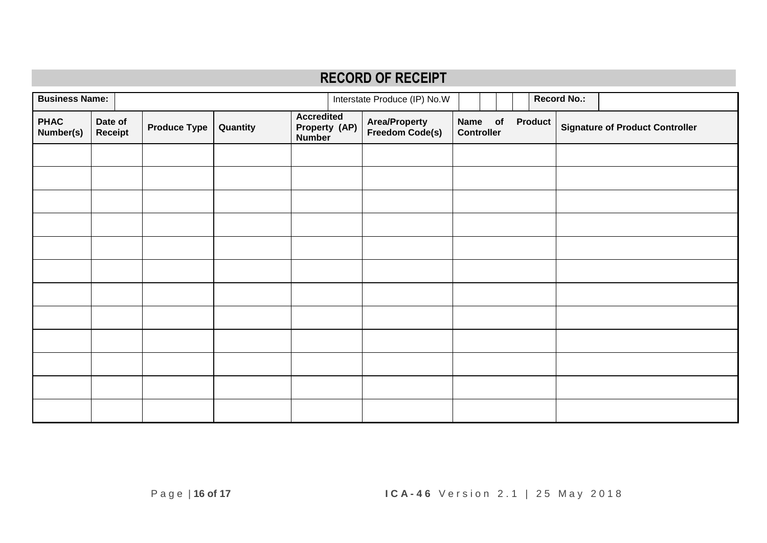# RECORD OF RECEIPT

| Business Name: | | Interstate Produce (IP) No.W | | | | | Record No.: | |
|---|---|---|---|---|---|---|---|---|

| PHAC Number(s) | Date of Receipt | Produce Type | Quantity | Accredited Property (AP) Number | Area/Property Freedom Code(s) | Name of Product Controller | Signature of Product Controller |
|---|---|---|---|---|---|---|---|
| | | | | | | | |
| | | | | | | | |
| | | | | | | | |
| | | | | | | | |
| | | | | | | | |
| | | | | | | | |
| | | | | | | | |
| | | | | | | | |
| | | | | | | | |
| | | | | | | | |
| | | | | | | | |
| | | | | | | | |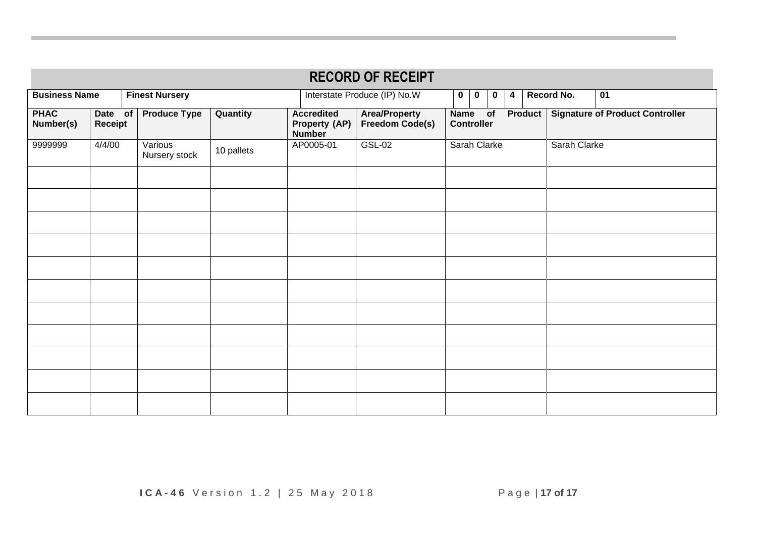## RECORD OF RECEIPT

| | | | | | | | |
|---|---|---|---|---|---|---|---|
| **Business Name** | | **Finest Nursery** | | Interstate Produce (IP) No.W | 0 0 0 4 | **Record No.** | **01** |
| **PHAC Number(s)** | **Date of Receipt** | **Produce Type** | **Quantity** | **Accredited Property (AP) Number** | **Area/Property Freedom Code(s)** | **Name of Product Controller** | **Signature of Product Controller** |
| 9999999 | 4/4/00 | Various Nursery stock | 10 pallets | AP0005-01 | GSL-02 | Sarah Clarke | Sarah Clarke |
| | | | | | | | |
| | | | | | | | |
| | | | | | | | |
| | | | | | | | |
| | | | | | | | |
| | | | | | | | |
| | | | | | | | |
| | | | | | | | |
| | | | | | | | |
| | | | | | | | |
| | | | | | | | |